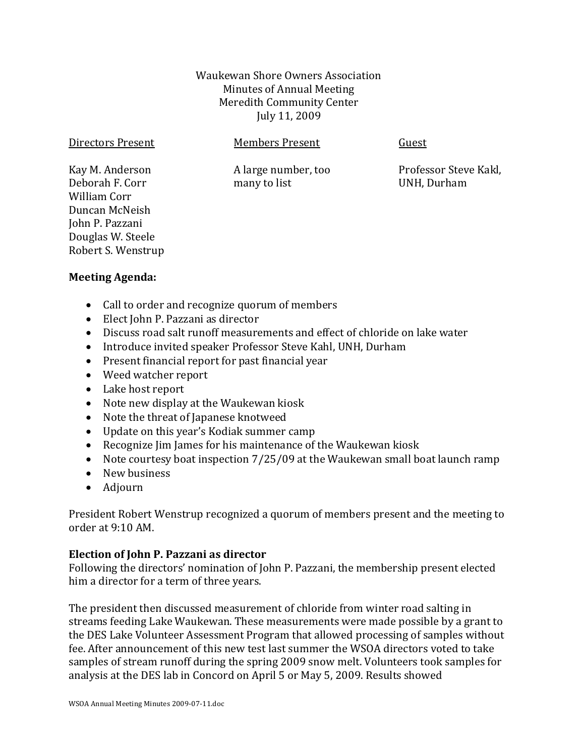Waukewan Shore Owners Association
Minutes of Annual Meeting
Meredith Community Center
July 11, 2009

| Directors Present | Members Present | Guest |
| --- | --- | --- |
| Kay M. Anderson<br>Deborah F. Corr<br>William Corr<br>Duncan McNeish<br>John P. Pazzani<br>Douglas W. Steele<br>Robert S. Wenstrup | A large number, too many to list | Professor Steve Kakl, UNH, Durham |

**Meeting Agenda:**

- Call to order and recognize quorum of members
- Elect John P. Pazzani as director
- Discuss road salt runoff measurements and effect of chloride on lake water
- Introduce invited speaker Professor Steve Kahl, UNH, Durham
- Present financial report for past financial year
- Weed watcher report
- Lake host report
- Note new display at the Waukewan kiosk
- Note the threat of Japanese knotweed
- Update on this year's Kodiak summer camp
- Recognize Jim James for his maintenance of the Waukewan kiosk
- Note courtesy boat inspection 7/25/09 at the Waukewan small boat launch ramp
- New business
- Adjourn

President Robert Wenstrup recognized a quorum of members present and the meeting to order at 9:10 AM.

**Election of John P. Pazzani as director**
Following the directors' nomination of John P. Pazzani, the membership present elected him a director for a term of three years.

The president then discussed measurement of chloride from winter road salting in streams feeding Lake Waukewan. These measurements were made possible by a grant to the DES Lake Volunteer Assessment Program that allowed processing of samples without fee. After announcement of this new test last summer the WSOA directors voted to take samples of stream runoff during the spring 2009 snow melt. Volunteers took samples for analysis at the DES lab in Concord on April 5 or May 5, 2009. Results showed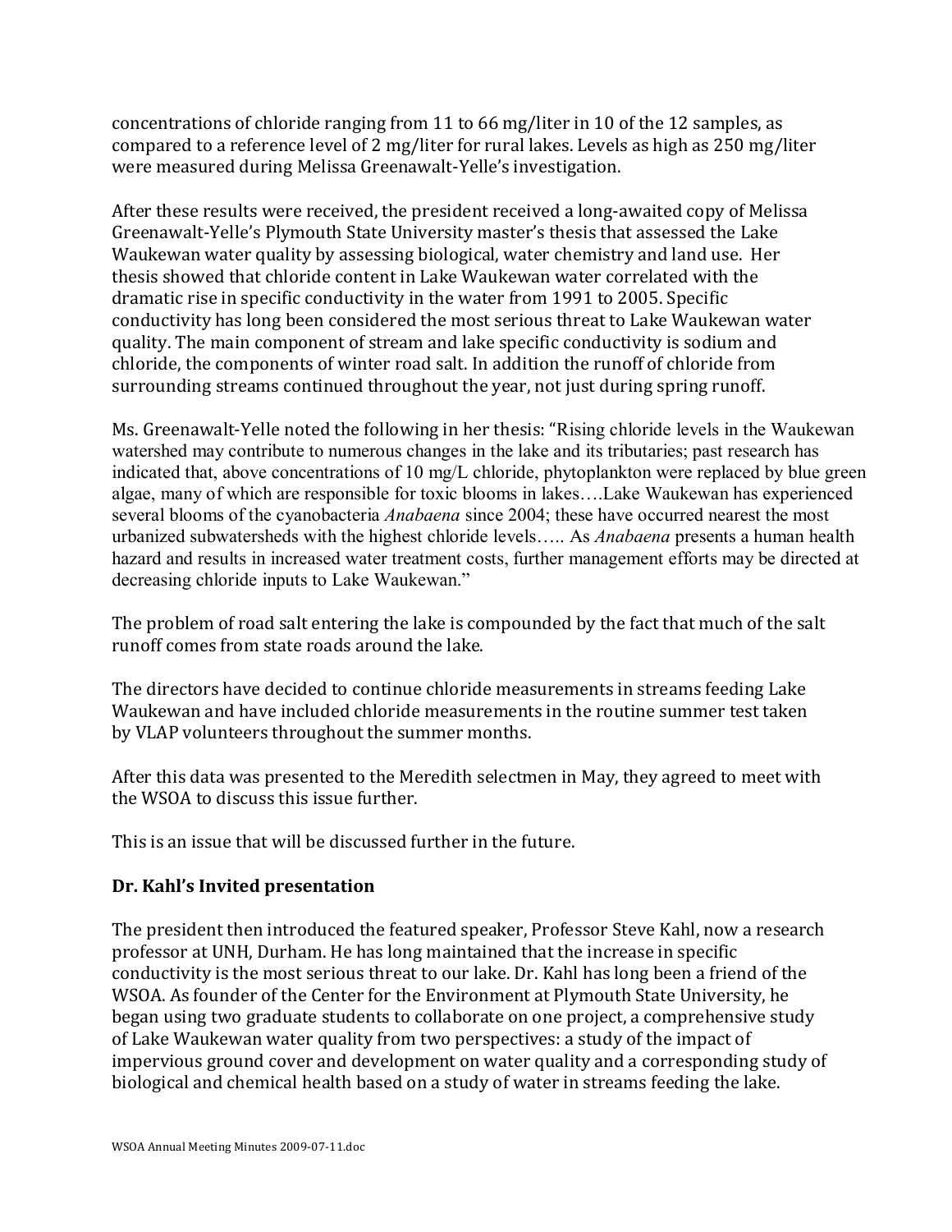concentrations of chloride ranging from 11 to 66 mg/liter in 10 of the 12 samples, as compared to a reference level of 2 mg/liter for rural lakes. Levels as high as 250 mg/liter were measured during Melissa Greenawalt-Yelle's investigation.

After these results were received, the president received a long-awaited copy of Melissa Greenawalt-Yelle's Plymouth State University master's thesis that assessed the Lake Waukewan water quality by assessing biological, water chemistry and land use. Her thesis showed that chloride content in Lake Waukewan water correlated with the dramatic rise in specific conductivity in the water from 1991 to 2005. Specific conductivity has long been considered the most serious threat to Lake Waukewan water quality. The main component of stream and lake specific conductivity is sodium and chloride, the components of winter road salt. In addition the runoff of chloride from surrounding streams continued throughout the year, not just during spring runoff.

Ms. Greenawalt-Yelle noted the following in her thesis: "Rising chloride levels in the Waukewan watershed may contribute to numerous changes in the lake and its tributaries; past research has indicated that, above concentrations of 10 mg/L chloride, phytoplankton were replaced by blue green algae, many of which are responsible for toxic blooms in lakes….Lake Waukewan has experienced several blooms of the cyanobacteria *Anabaena* since 2004; these have occurred nearest the most urbanized subwatersheds with the highest chloride levels….. As *Anabaena* presents a human health hazard and results in increased water treatment costs, further management efforts may be directed at decreasing chloride inputs to Lake Waukewan."

The problem of road salt entering the lake is compounded by the fact that much of the salt runoff comes from state roads around the lake.

The directors have decided to continue chloride measurements in streams feeding Lake Waukewan and have included chloride measurements in the routine summer test taken by VLAP volunteers throughout the summer months.

After this data was presented to the Meredith selectmen in May, they agreed to meet with the WSOA to discuss this issue further.

This is an issue that will be discussed further in the future.

**Dr. Kahl's Invited presentation**

The president then introduced the featured speaker, Professor Steve Kahl, now a research professor at UNH, Durham. He has long maintained that the increase in specific conductivity is the most serious threat to our lake. Dr. Kahl has long been a friend of the WSOA. As founder of the Center for the Environment at Plymouth State University, he began using two graduate students to collaborate on one project, a comprehensive study of Lake Waukewan water quality from two perspectives: a study of the impact of impervious ground cover and development on water quality and a corresponding study of biological and chemical health based on a study of water in streams feeding the lake.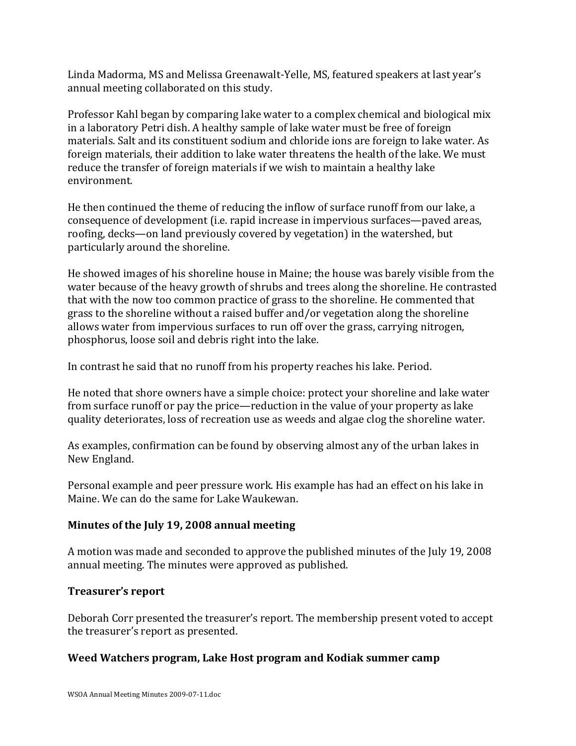Linda Madorma, MS and Melissa Greenawalt-Yelle, MS, featured speakers at last year's annual meeting collaborated on this study.

Professor Kahl began by comparing lake water to a complex chemical and biological mix in a laboratory Petri dish. A healthy sample of lake water must be free of foreign materials. Salt and its constituent sodium and chloride ions are foreign to lake water. As foreign materials, their addition to lake water threatens the health of the lake. We must reduce the transfer of foreign materials if we wish to maintain a healthy lake environment.

He then continued the theme of reducing the inflow of surface runoff from our lake, a consequence of development (i.e. rapid increase in impervious surfaces—paved areas, roofing, decks—on land previously covered by vegetation) in the watershed, but particularly around the shoreline.

He showed images of his shoreline house in Maine; the house was barely visible from the water because of the heavy growth of shrubs and trees along the shoreline. He contrasted that with the now too common practice of grass to the shoreline. He commented that grass to the shoreline without a raised buffer and/or vegetation along the shoreline allows water from impervious surfaces to run off over the grass, carrying nitrogen, phosphorus, loose soil and debris right into the lake.

In contrast he said that no runoff from his property reaches his lake. Period.

He noted that shore owners have a simple choice: protect your shoreline and lake water from surface runoff or pay the price—reduction in the value of your property as lake quality deteriorates, loss of recreation use as weeds and algae clog the shoreline water.

As examples, confirmation can be found by observing almost any of the urban lakes in New England.

Personal example and peer pressure work. His example has had an effect on his lake in Maine. We can do the same for Lake Waukewan.

## Minutes of the July 19, 2008 annual meeting

A motion was made and seconded to approve the published minutes of the July 19, 2008 annual meeting. The minutes were approved as published.

## Treasurer's report

Deborah Corr presented the treasurer's report. The membership present voted to accept the treasurer's report as presented.

## Weed Watchers program, Lake Host program and Kodiak summer camp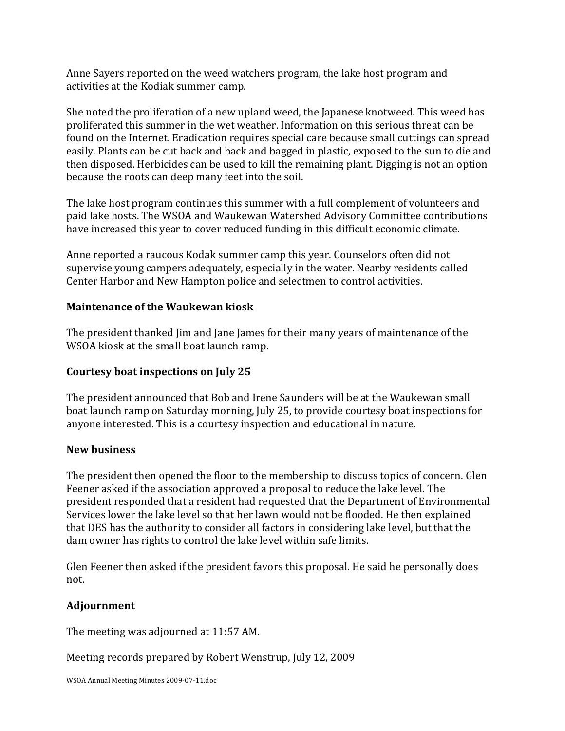Anne Sayers reported on the weed watchers program, the lake host program and activities at the Kodiak summer camp.

She noted the proliferation of a new upland weed, the Japanese knotweed. This weed has proliferated this summer in the wet weather. Information on this serious threat can be found on the Internet. Eradication requires special care because small cuttings can spread easily. Plants can be cut back and back and bagged in plastic, exposed to the sun to die and then disposed. Herbicides can be used to kill the remaining plant. Digging is not an option because the roots can deep many feet into the soil.

The lake host program continues this summer with a full complement of volunteers and paid lake hosts. The WSOA and Waukewan Watershed Advisory Committee contributions have increased this year to cover reduced funding in this difficult economic climate.

Anne reported a raucous Kodak summer camp this year. Counselors often did not supervise young campers adequately, especially in the water. Nearby residents called Center Harbor and New Hampton police and selectmen to control activities.

**Maintenance of the Waukewan kiosk**

The president thanked Jim and Jane James for their many years of maintenance of the WSOA kiosk at the small boat launch ramp.

**Courtesy boat inspections on July 25**

The president announced that Bob and Irene Saunders will be at the Waukewan small boat launch ramp on Saturday morning, July 25, to provide courtesy boat inspections for anyone interested. This is a courtesy inspection and educational in nature.

**New business**

The president then opened the floor to the membership to discuss topics of concern. Glen Feener asked if the association approved a proposal to reduce the lake level. The president responded that a resident had requested that the Department of Environmental Services lower the lake level so that her lawn would not be flooded. He then explained that DES has the authority to consider all factors in considering lake level, but that the dam owner has rights to control the lake level within safe limits.

Glen Feener then asked if the president favors this proposal. He said he personally does not.

**Adjournment**

The meeting was adjourned at 11:57 AM.

Meeting records prepared by Robert Wenstrup, July 12, 2009

WSOA Annual Meeting Minutes 2009-07-11.doc